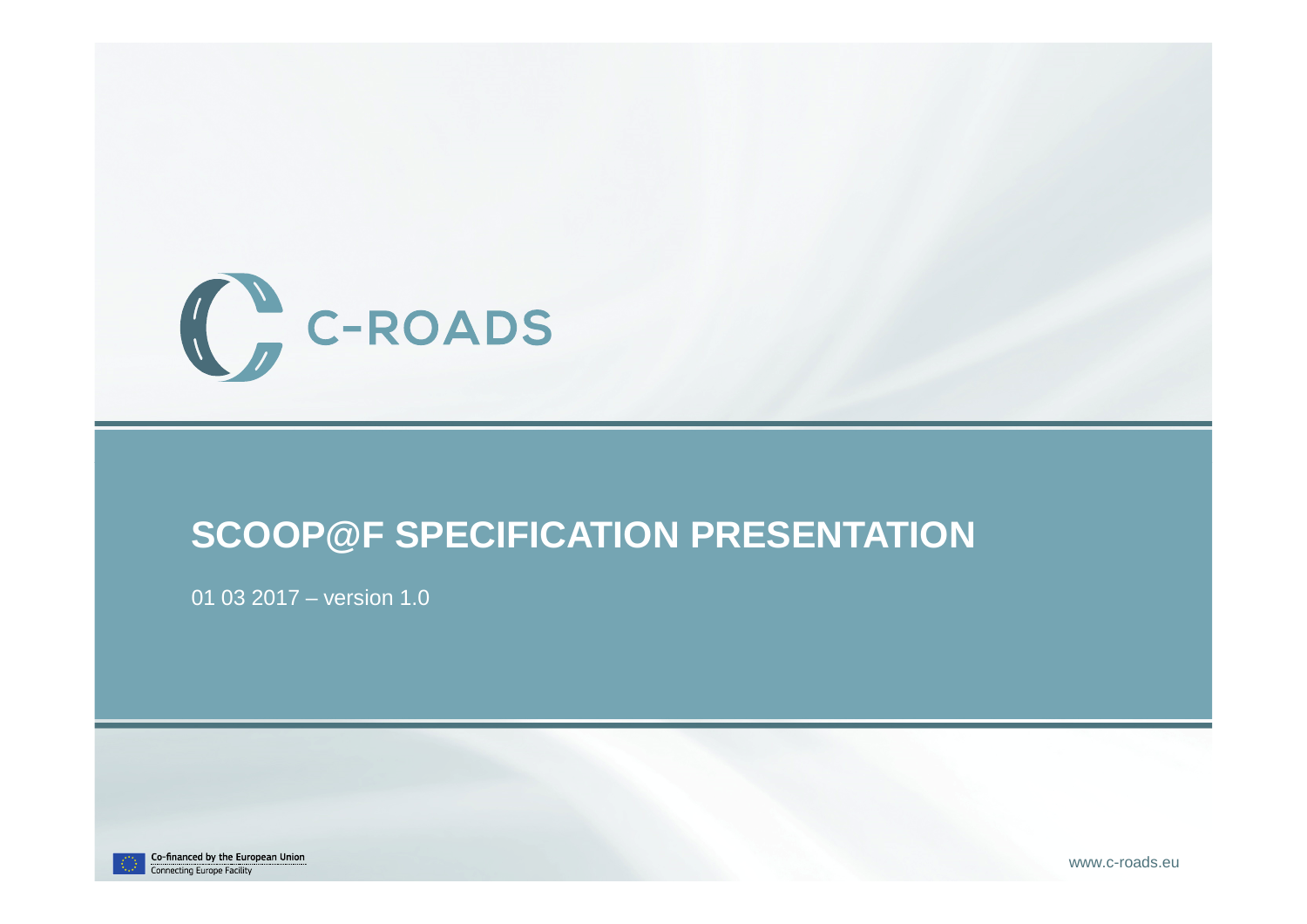C-ROADS

# SCOOP@F SPECIFICATION PRESENTATION

01 03 2017 – version 1.0

Co-financed by the European Union
Connecting Europe Facility

www.c-roads.eu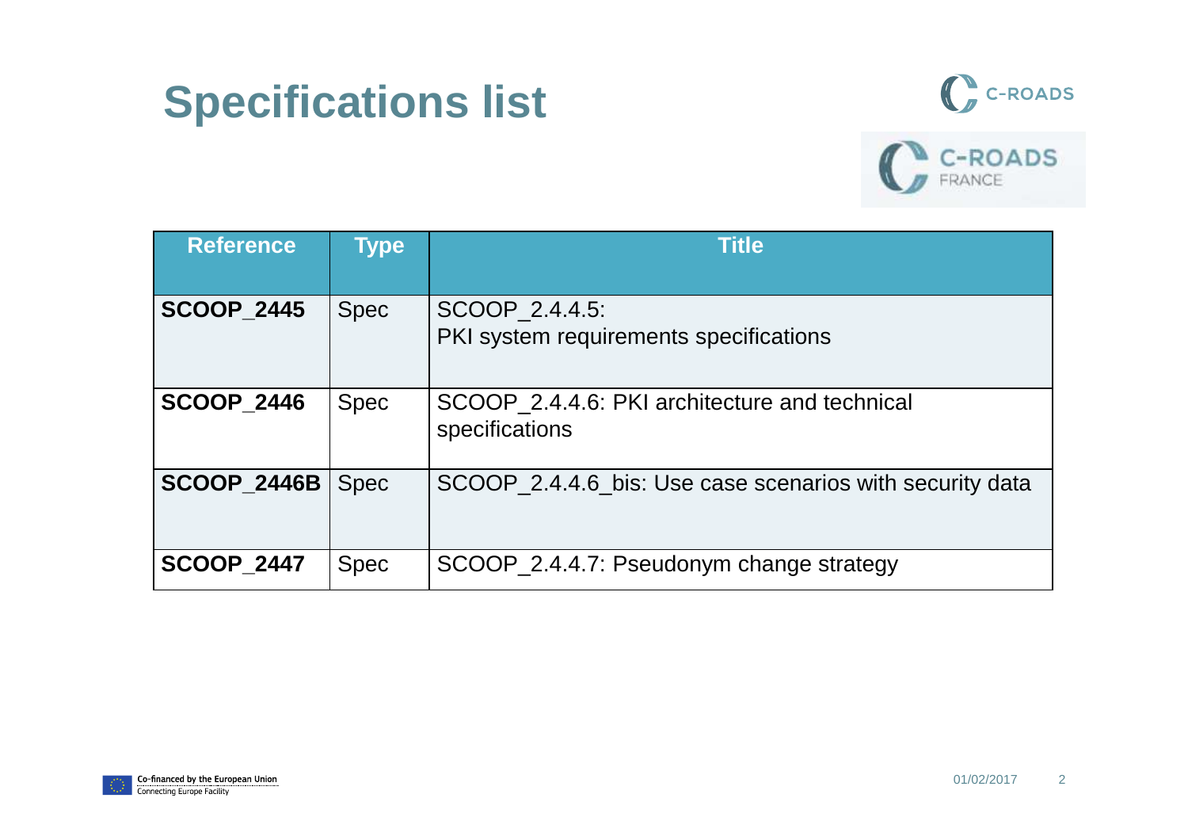# Specifications list

| Reference | Type | Title |
|---|---|---|
| **SCOOP_2445** | Spec | SCOOP_2.4.4.5: PKI system requirements specifications |
| **SCOOP_2446** | Spec | SCOOP_2.4.4.6: PKI architecture and technical specifications |
| **SCOOP_2446B** | Spec | SCOOP_2.4.4.6_bis: Use case scenarios with security data |
| **SCOOP_2447** | Spec | SCOOP_2.4.4.7: Pseudonym change strategy |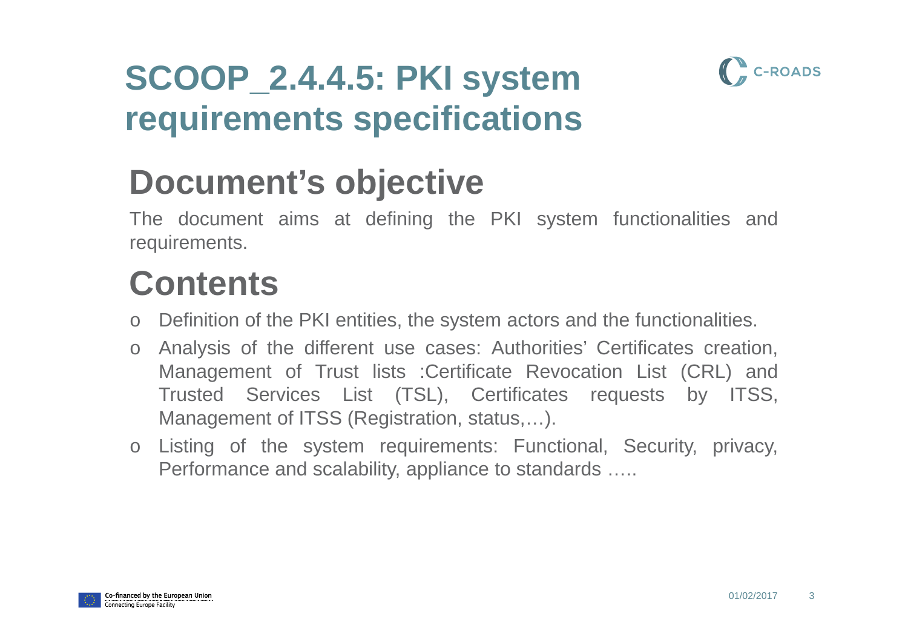# SCOOP_2.4.4.5: PKI system requirements specifications

## Document's objective

The document aims at defining the PKI system functionalities and requirements.

## Contents

- Definition of the PKI entities, the system actors and the functionalities.
- Analysis of the different use cases: Authorities' Certificates creation, Management of Trust lists :Certificate Revocation List (CRL) and Trusted Services List (TSL), Certificates requests by ITSS, Management of ITSS (Registration, status,…).
- Listing of the system requirements: Functional, Security, privacy, Performance and scalability, appliance to standards …..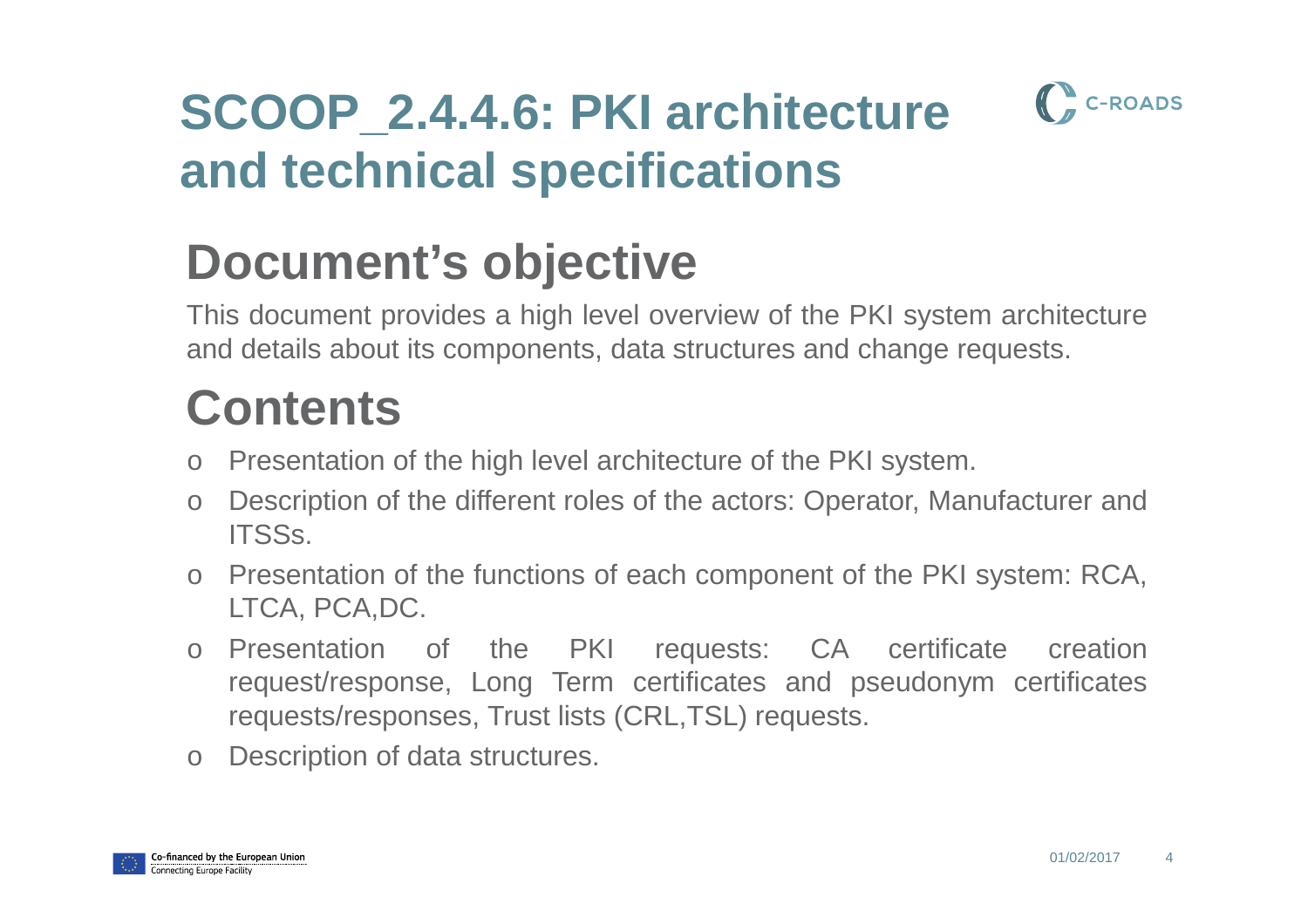# SCOOP_2.4.4.6: PKI architecture and technical specifications

## Document's objective

This document provides a high level overview of the PKI system architecture and details about its components, data structures and change requests.

## Contents

- Presentation of the high level architecture of the PKI system.
- Description of the different roles of the actors: Operator, Manufacturer and ITSSs.
- Presentation of the functions of each component of the PKI system: RCA, LTCA, PCA,DC.
- Presentation of the PKI requests: CA certificate creation request/response, Long Term certificates and pseudonym certificates requests/responses, Trust lists (CRL,TSL) requests.
- Description of data structures.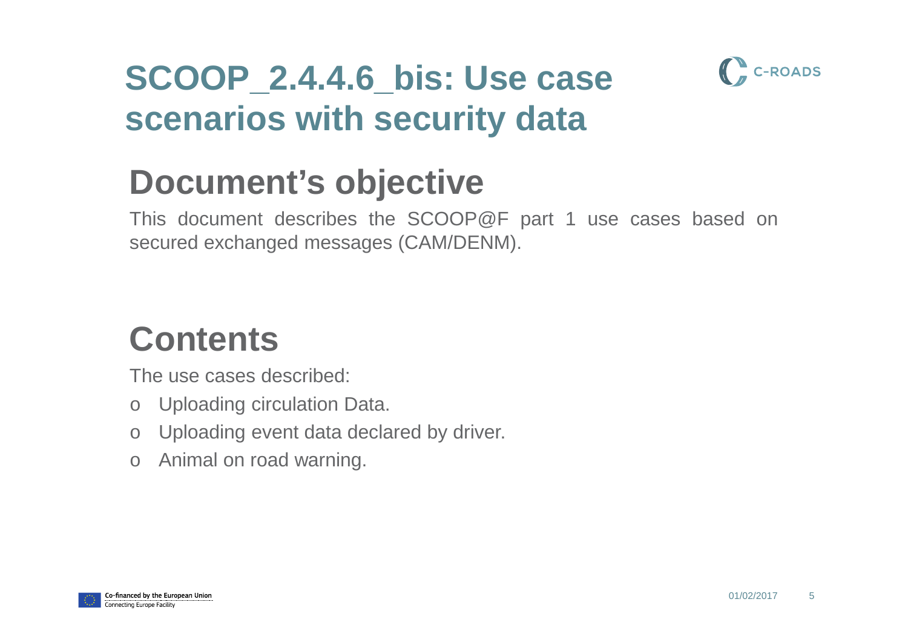# SCOOP_2.4.4.6_bis: Use case scenarios with security data

## Document's objective

This document describes the SCOOP@F part 1 use cases based on secured exchanged messages (CAM/DENM).

## Contents

The use cases described:

- Uploading circulation Data.
- Uploading event data declared by driver.
- Animal on road warning.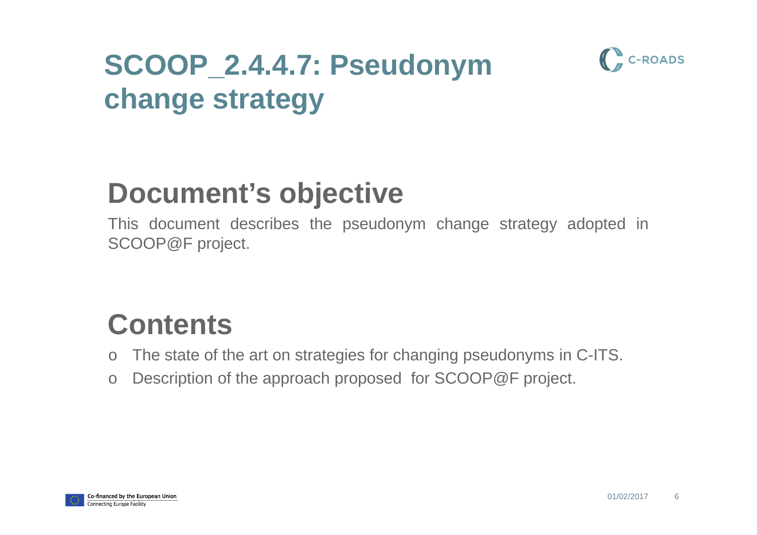# SCOOP_2.4.4.7: Pseudonym change strategy

## Document's objective

This document describes the pseudonym change strategy adopted in SCOOP@F project.

## Contents

- The state of the art on strategies for changing pseudonyms in C-ITS.
- Description of the approach proposed for SCOOP@F project.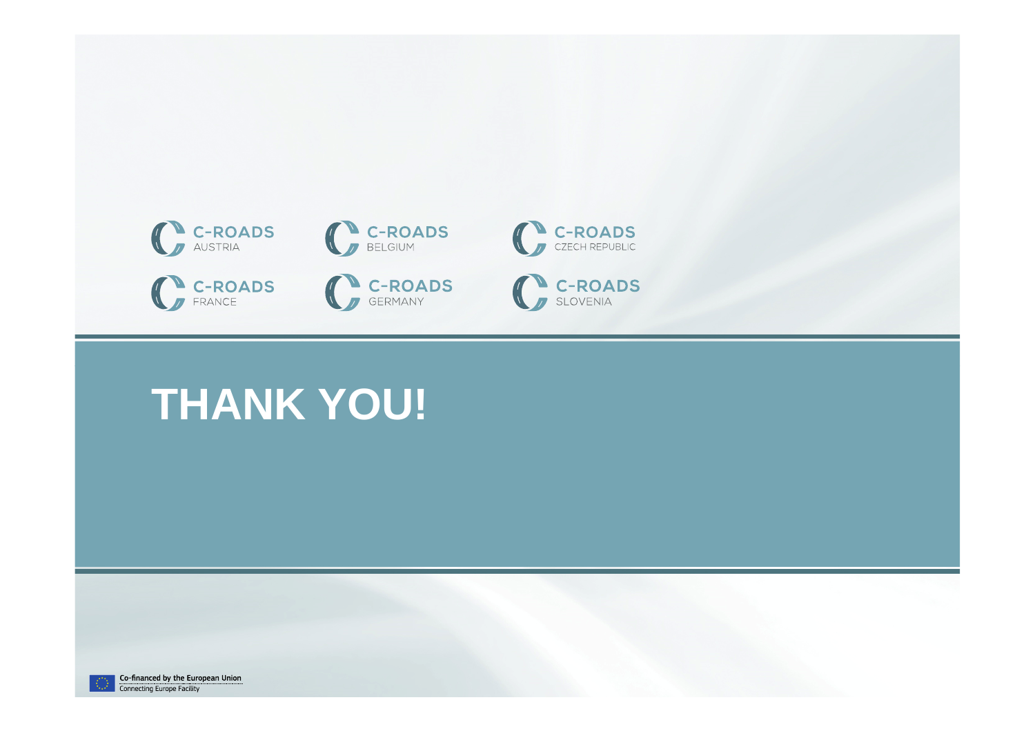C-ROADS AUSTRIA

C-ROADS BELGIUM

C-ROADS CZECH REPUBLIC

C-ROADS FRANCE

C-ROADS GERMANY

C-ROADS SLOVENIA

# THANK YOU!

Co-financed by the European Union
Connecting Europe Facility